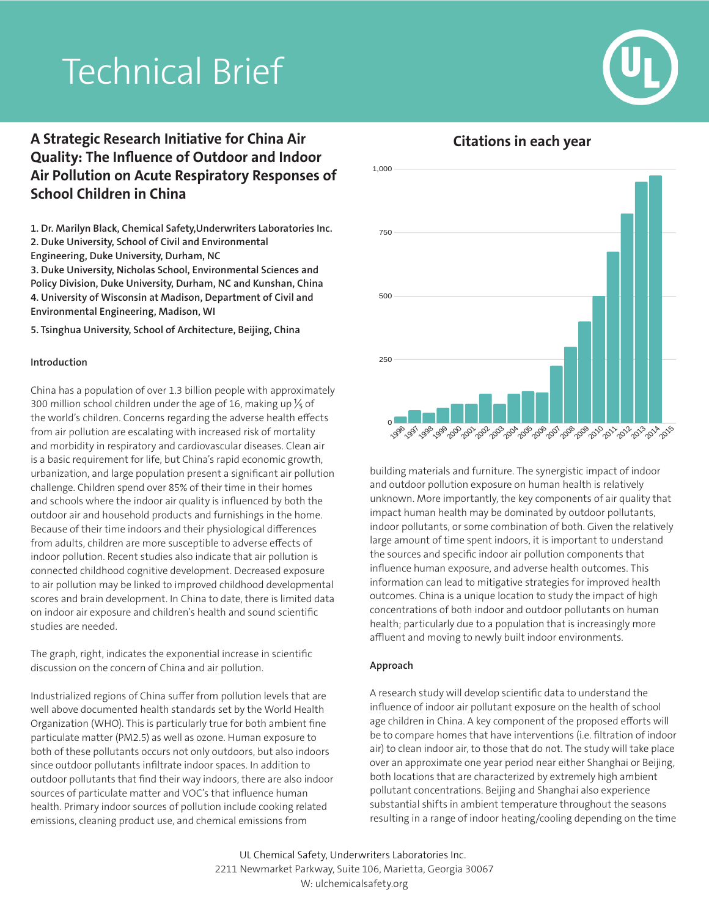# Technical Brief

## A Strategic Research Initiative for China Air Quality: The Influence of Outdoor and Indoor Air Pollution on Acute Respiratory Responses of School Children in China

**1. Dr. Marilyn Black, Chemical Safety,Underwriters Laboratories Inc.**
**2. Duke University, School of Civil and Environmental Engineering, Duke University, Durham, NC**
**3. Duke University, Nicholas School, Environmental Sciences and Policy Division, Duke University, Durham, NC and Kunshan, China**
**4. University of Wisconsin at Madison, Department of Civil and Environmental Engineering, Madison, WI**

**5. Tsinghua University, School of Architecture, Beijing, China**

### Introduction

China has a population of over 1.3 billion people with approximately 300 million school children under the age of 16, making up ⅕ of the world's children. Concerns regarding the adverse health effects from air pollution are escalating with increased risk of mortality and morbidity in respiratory and cardiovascular diseases. Clean air is a basic requirement for life, but China's rapid economic growth, urbanization, and large population present a significant air pollution challenge. Children spend over 85% of their time in their homes and schools where the indoor air quality is influenced by both the outdoor air and household products and furnishings in the home. Because of their time indoors and their physiological differences from adults, children are more susceptible to adverse effects of indoor pollution. Recent studies also indicate that air pollution is connected childhood cognitive development. Decreased exposure to air pollution may be linked to improved childhood developmental scores and brain development. In China to date, there is limited data on indoor air exposure and children's health and sound scientific studies are needed.

The graph, right, indicates the exponential increase in scientific discussion on the concern of China and air pollution.

**Citations in each year**

(Bar chart: y-axis 0–1,000; x-axis years 1996–2015)

Industrialized regions of China suffer from pollution levels that are well above documented health standards set by the World Health Organization (WHO). This is particularly true for both ambient fine particulate matter (PM2.5) as well as ozone. Human exposure to both of these pollutants occurs not only outdoors, but also indoors since outdoor pollutants infiltrate indoor spaces. In addition to outdoor pollutants that find their way indoors, there are also indoor sources of particulate matter and VOC's that influence human health. Primary indoor sources of pollution include cooking related emissions, cleaning product use, and chemical emissions from building materials and furniture. The synergistic impact of indoor and outdoor pollution exposure on human health is relatively unknown. More importantly, the key components of air quality that impact human health may be dominated by outdoor pollutants, indoor pollutants, or some combination of both. Given the relatively large amount of time spent indoors, it is important to understand the sources and specific indoor air pollution components that influence human exposure, and adverse health outcomes. This information can lead to mitigative strategies for improved health outcomes. China is a unique location to study the impact of high concentrations of both indoor and outdoor pollutants on human health; particularly due to a population that is increasingly more affluent and moving to newly built indoor environments.

### Approach

A research study will develop scientific data to understand the influence of indoor air pollutant exposure on the health of school age children in China. A key component of the proposed efforts will be to compare homes that have interventions (i.e. filtration of indoor air) to clean indoor air, to those that do not. The study will take place over an approximate one year period near either Shanghai or Beijing, both locations that are characterized by extremely high ambient pollutant concentrations. Beijing and Shanghai also experience substantial shifts in ambient temperature throughout the seasons resulting in a range of indoor heating/cooling depending on the time

UL Chemical Safety, Underwriters Laboratories Inc.
2211 Newmarket Parkway, Suite 106, Marietta, Georgia 30067
W: ulchemicalsafety.org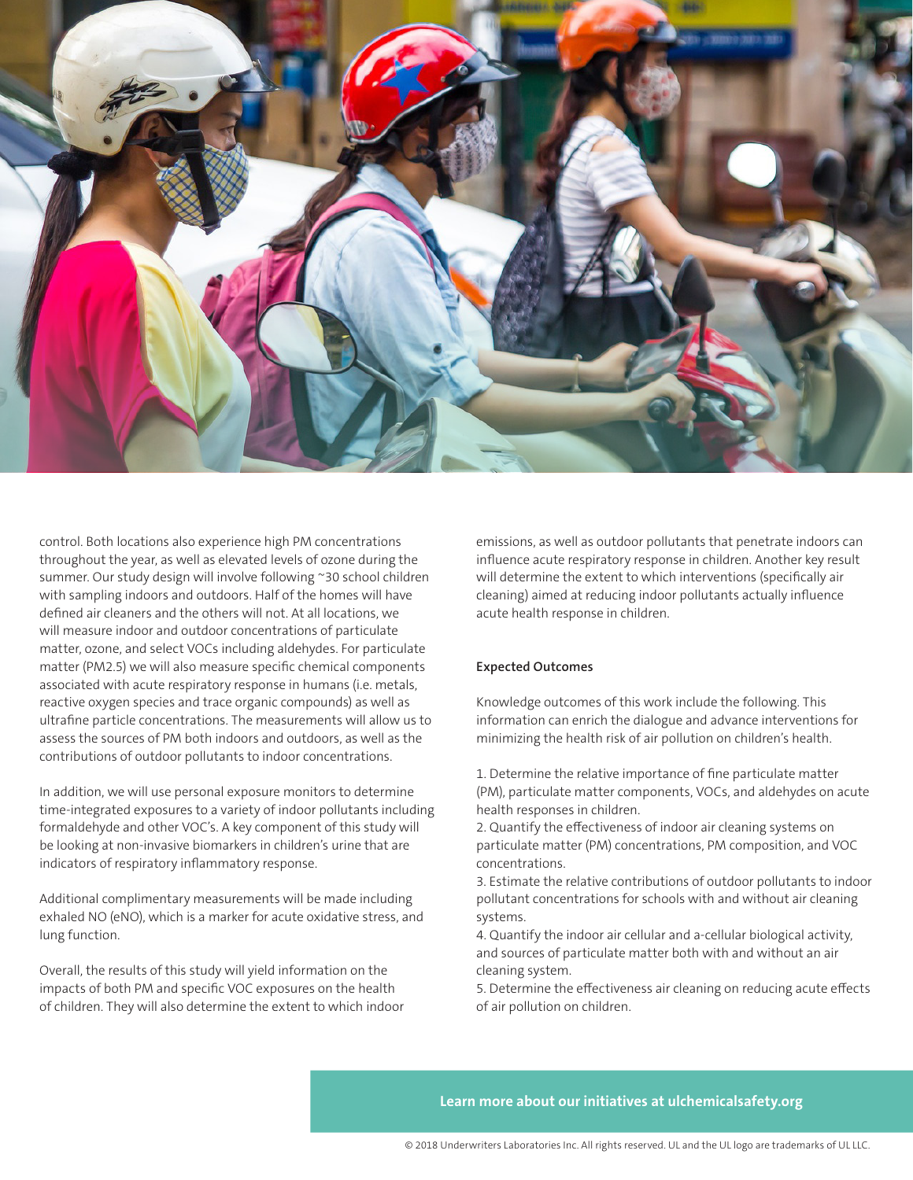control. Both locations also experience high PM concentrations throughout the year, as well as elevated levels of ozone during the summer. Our study design will involve following ~30 school children with sampling indoors and outdoors. Half of the homes will have defined air cleaners and the others will not. At all locations, we will measure indoor and outdoor concentrations of particulate matter, ozone, and select VOCs including aldehydes. For particulate matter (PM2.5) we will also measure specific chemical components associated with acute respiratory response in humans (i.e. metals, reactive oxygen species and trace organic compounds) as well as ultrafine particle concentrations. The measurements will allow us to assess the sources of PM both indoors and outdoors, as well as the contributions of outdoor pollutants to indoor concentrations.

In addition, we will use personal exposure monitors to determine time-integrated exposures to a variety of indoor pollutants including formaldehyde and other VOC's. A key component of this study will be looking at non-invasive biomarkers in children's urine that are indicators of respiratory inflammatory response.

Additional complimentary measurements will be made including exhaled NO (eNO), which is a marker for acute oxidative stress, and lung function.

Overall, the results of this study will yield information on the impacts of both PM and specific VOC exposures on the health of children. They will also determine the extent to which indoor emissions, as well as outdoor pollutants that penetrate indoors can influence acute respiratory response in children. Another key result will determine the extent to which interventions (specifically air cleaning) aimed at reducing indoor pollutants actually influence acute health response in children.

**Expected Outcomes**

Knowledge outcomes of this work include the following. This information can enrich the dialogue and advance interventions for minimizing the health risk of air pollution on children's health.

1. Determine the relative importance of fine particulate matter (PM), particulate matter components, VOCs, and aldehydes on acute health responses in children.
2. Quantify the effectiveness of indoor air cleaning systems on particulate matter (PM) concentrations, PM composition, and VOC concentrations.
3. Estimate the relative contributions of outdoor pollutants to indoor pollutant concentrations for schools with and without air cleaning systems.
4. Quantify the indoor air cellular and a-cellular biological activity, and sources of particulate matter both with and without an air cleaning system.
5. Determine the effectiveness air cleaning on reducing acute effects of air pollution on children.

**Learn more about our initiatives at ulchemicalsafety.org**

© 2018 Underwriters Laboratories Inc. All rights reserved. UL and the UL logo are trademarks of UL LLC.